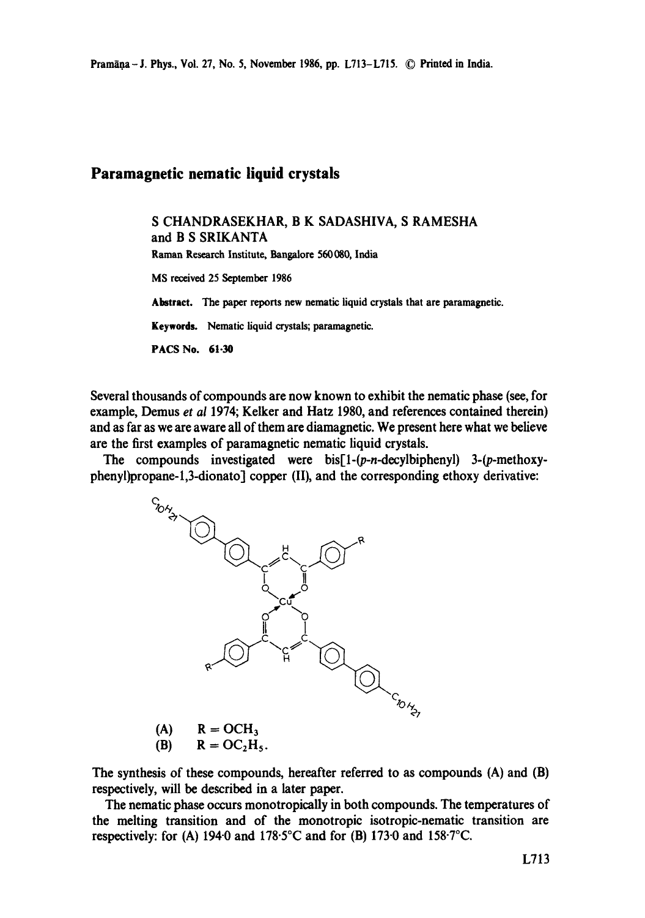# Paramagnetic nematic liquid crystals

S CHANDRASEKHAR, B K SADASHIVA, S RAMESHA and B S SRIKANTA

Raman Research Institute, Bangalore 560 080, India

MS received 25 September 1986

**Abstract.** The paper reports new nematic liquid crystals that are paramagnetic.

**Keywords.** Nematic liquid crystals; paramagnetic.

**PACS No.** 61·30

Several thousands of compounds are now known to exhibit the nematic phase (see, for example, Demus *et al* 1974; Kelker and Hatz 1980, and references contained therein) and as far as we are aware all of them are diamagnetic. We present here what we believe are the first examples of paramagnetic nematic liquid crystals.

The compounds investigated were bis[1-(*p*-*n*-decylbiphenyl) 3-(*p*-methoxyphenyl)propane-1,3-dionato] copper (II), and the corresponding ethoxy derivative:

(A) $R = OCH_3$
(B) $R = OC_2H_5$.

The synthesis of these compounds, hereafter referred to as compounds (A) and (B) respectively, will be described in a later paper.

The nematic phase occurs monotropically in both compounds. The temperatures of the melting transition and of the monotropic isotropic-nematic transition are respectively: for (A) 194·0 and 178·5°C and for (B) 173·0 and 158·7°C.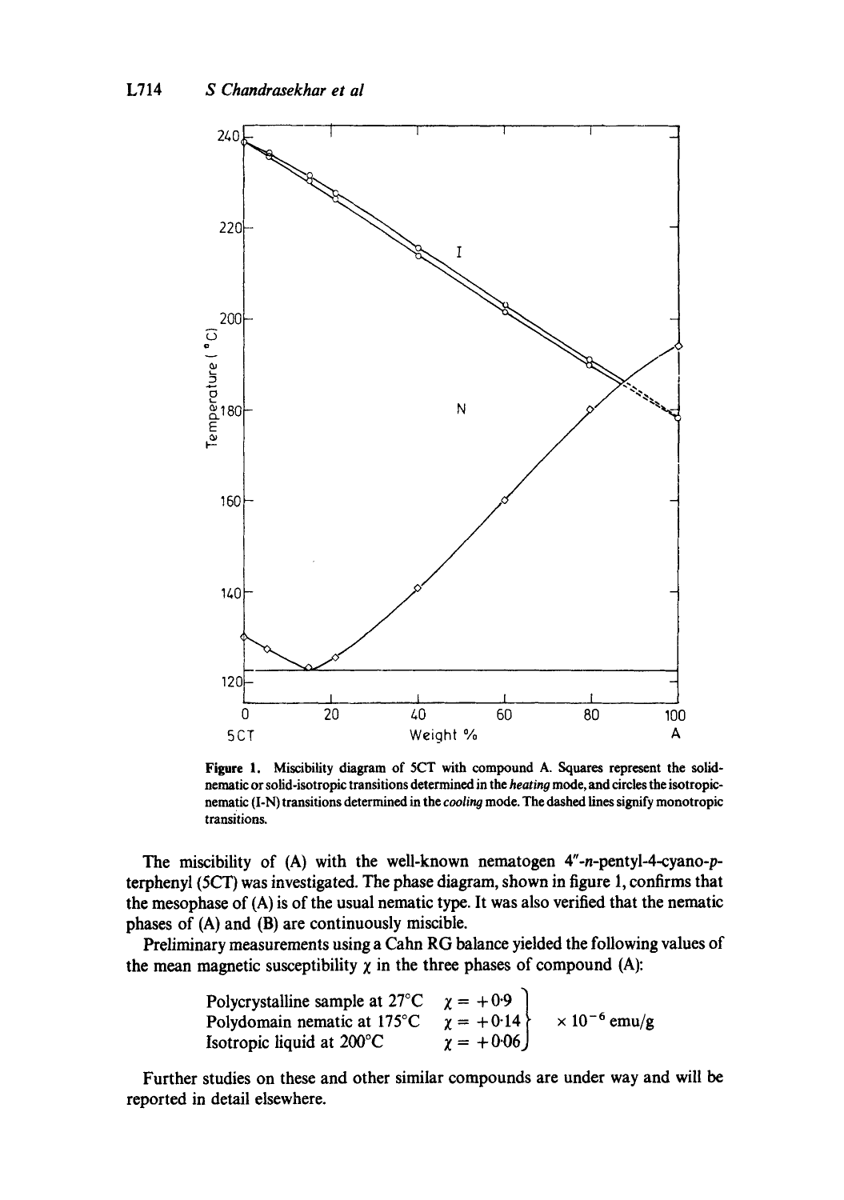**Figure 1.** Miscibility diagram of 5CT with compound A. Squares represent the solid-nematic or solid-isotropic transitions determined in the *heating* mode, and circles the isotropic-nematic (I-N) transitions determined in the *cooling* mode. The dashed lines signify monotropic transitions.

The miscibility of (A) with the well-known nematogen 4″-*n*-pentyl-4-cyano-*p*-terphenyl (5CT) was investigated. The phase diagram, shown in figure 1, confirms that the mesophase of (A) is of the usual nematic type. It was also verified that the nematic phases of (A) and (B) are continuously miscible.

Preliminary measurements using a Cahn RG balance yielded the following values of the mean magnetic susceptibility $\chi$ in the three phases of compound (A):

$$\left.\begin{array}{ll}\text{Polycrystalline sample at } 27^{\circ}\text{C} & \chi = +0{\cdot}9 \\ \text{Polydomain nematic at } 175^{\circ}\text{C} & \chi = +0{\cdot}14 \\ \text{Isotropic liquid at } 200^{\circ}\text{C} & \chi = +0{\cdot}06\end{array}\right\} \times 10^{-6}\ \text{emu/g}$$

Further studies on these and other similar compounds are under way and will be reported in detail elsewhere.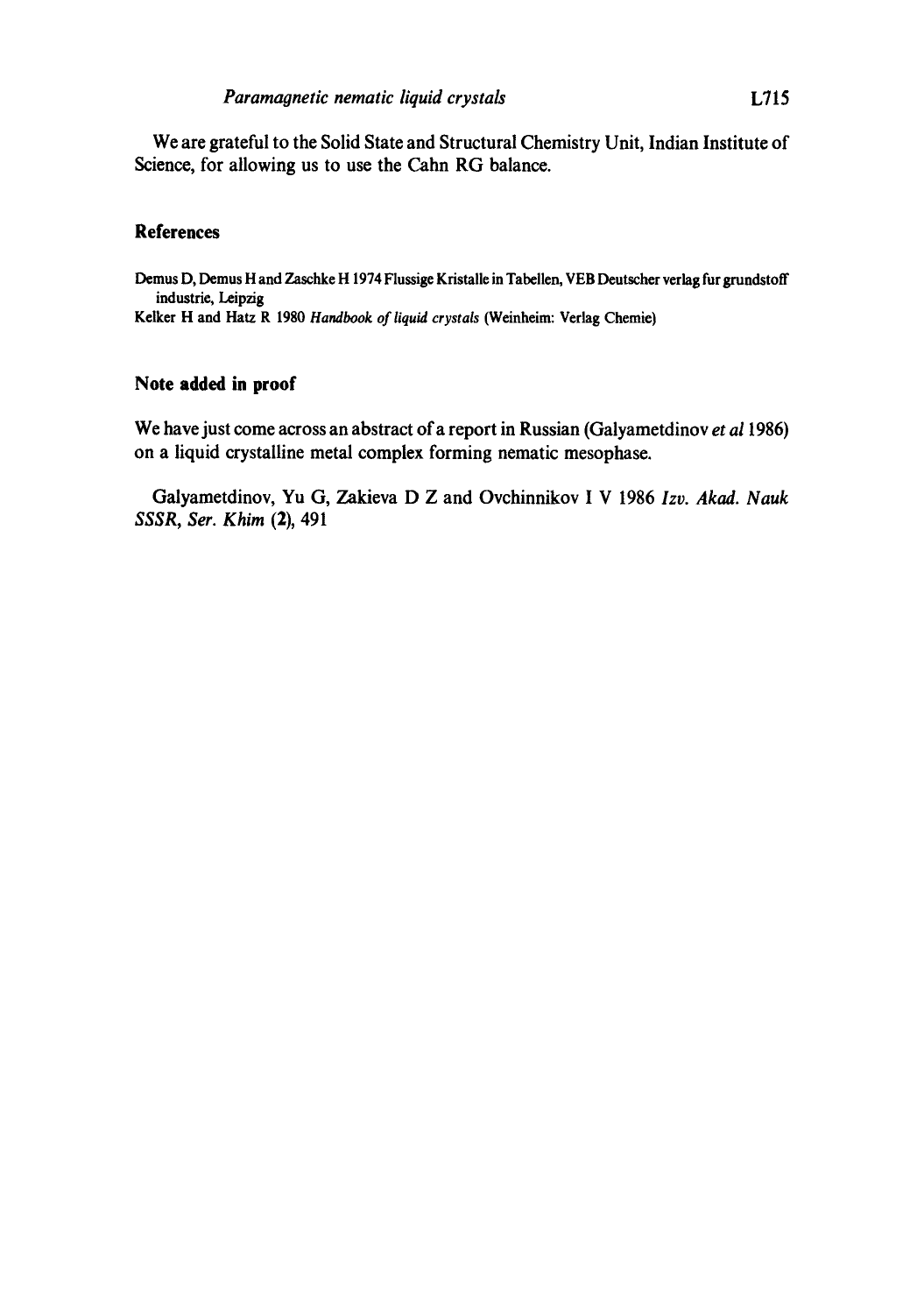We are grateful to the Solid State and Structural Chemistry Unit, Indian Institute of Science, for allowing us to use the Cahn RG balance.

## References

Demus D, Demus H and Zaschke H 1974 Flussige Kristalle in Tabellen, VEB Deutscher verlag fur grundstoff industrie, Leipzig

Kelker H and Hatz R 1980 *Handbook of liquid crystals* (Weinheim: Verlag Chemie)

## Note added in proof

We have just come across an abstract of a report in Russian (Galyametdinov *et al* 1986) on a liquid crystalline metal complex forming nematic mesophase.

Galyametdinov, Yu G, Zakieva D Z and Ovchinnikov I V 1986 *Izv. Akad. Nauk SSSR, Ser. Khim* (**2**), 491